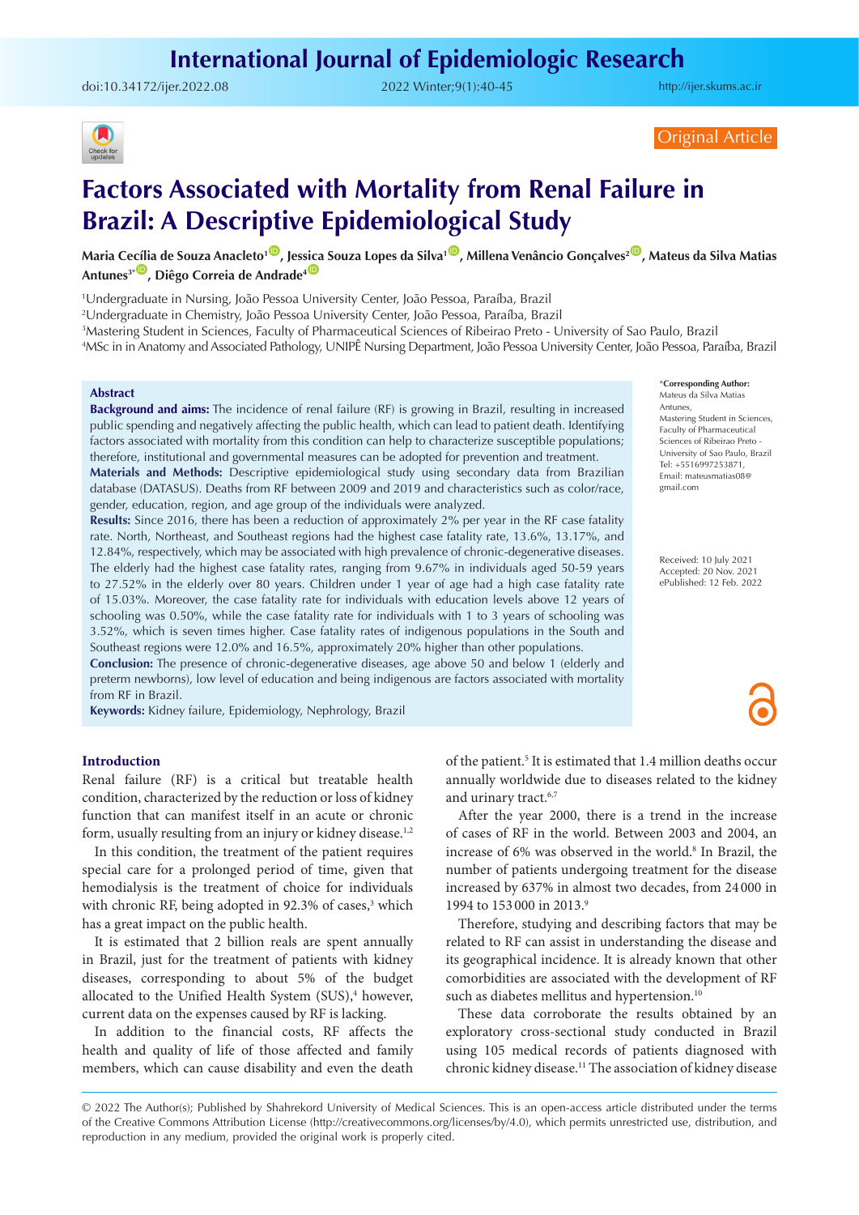Original Article

# Factors Associated with Mortality from Renal Failure in Brazil: A Descriptive Epidemiological Study

**Maria Cecília de Souza Anacleto[1], Jessica Souza Lopes da Silva[1], Millena Venâncio Gonçalves[2], Mateus da Silva Matias Antunes[3*], Diêgo Correia de Andrade[4]**

[1]Undergraduate in Nursing, João Pessoa University Center, João Pessoa, Paraíba, Brazil
[2]Undergraduate in Chemistry, João Pessoa University Center, João Pessoa, Paraíba, Brazil
[3]Mastering Student in Sciences, Faculty of Pharmaceutical Sciences of Ribeirao Preto - University of Sao Paulo, Brazil
[4]MSc in in Anatomy and Associated Pathology, UNIPÊ Nursing Department, João Pessoa University Center, João Pessoa, Paraíba, Brazil

\*Corresponding Author: Mateus da Silva Matias Antunes, Mastering Student in Sciences, Faculty of Pharmaceutical Sciences of Ribeirao Preto - University of Sao Paulo, Brazil
Tel: +5516997253871,
Email: mateusmatias08@gmail.com

Received: 10 July 2021
Accepted: 20 Nov. 2021
ePublished: 12 Feb. 2022

## Abstract

**Background and aims:** The incidence of renal failure (RF) is growing in Brazil, resulting in increased public spending and negatively affecting the public health, which can lead to patient death. Identifying factors associated with mortality from this condition can help to characterize susceptible populations; therefore, institutional and governmental measures can be adopted for prevention and treatment.

**Materials and Methods:** Descriptive epidemiological study using secondary data from Brazilian database (DATASUS). Deaths from RF between 2009 and 2019 and characteristics such as color/race, gender, education, region, and age group of the individuals were analyzed.

**Results:** Since 2016, there has been a reduction of approximately 2% per year in the RF case fatality rate. North, Northeast, and Southeast regions had the highest case fatality rate, 13.6%, 13.17%, and 12.84%, respectively, which may be associated with high prevalence of chronic-degenerative diseases. The elderly had the highest case fatality rates, ranging from 9.67% in individuals aged 50-59 years to 27.52% in the elderly over 80 years. Children under 1 year of age had a high case fatality rate of 15.03%. Moreover, the case fatality rate for individuals with education levels above 12 years of schooling was 0.50%, while the case fatality rate for individuals with 1 to 3 years of schooling was 3.52%, which is seven times higher. Case fatality rates of indigenous populations in the South and Southeast regions were 12.0% and 16.5%, approximately 20% higher than other populations.

**Conclusion:** The presence of chronic-degenerative diseases, age above 50 and below 1 (elderly and preterm newborns), low level of education and being indigenous are factors associated with mortality from RF in Brazil.

**Keywords:** Kidney failure, Epidemiology, Nephrology, Brazil

## Introduction

Renal failure (RF) is a critical but treatable health condition, characterized by the reduction or loss of kidney function that can manifest itself in an acute or chronic form, usually resulting from an injury or kidney disease.[1,2]

In this condition, the treatment of the patient requires special care for a prolonged period of time, given that hemodialysis is the treatment of choice for individuals with chronic RF, being adopted in 92.3% of cases,[3] which has a great impact on the public health.

It is estimated that 2 billion reals are spent annually in Brazil, just for the treatment of patients with kidney diseases, corresponding to about 5% of the budget allocated to the Unified Health System (SUS),[4] however, current data on the expenses caused by RF is lacking.

In addition to the financial costs, RF affects the health and quality of life of those affected and family members, which can cause disability and even the death of the patient.[5] It is estimated that 1.4 million deaths occur annually worldwide due to diseases related to the kidney and urinary tract.[6,7]

After the year 2000, there is a trend in the increase of cases of RF in the world. Between 2003 and 2004, an increase of 6% was observed in the world.[8] In Brazil, the number of patients undergoing treatment for the disease increased by 637% in almost two decades, from 24 000 in 1994 to 153 000 in 2013.[9]

Therefore, studying and describing factors that may be related to RF can assist in understanding the disease and its geographical incidence. It is already known that other comorbidities are associated with the development of RF such as diabetes mellitus and hypertension.[10]

These data corroborate the results obtained by an exploratory cross-sectional study conducted in Brazil using 105 medical records of patients diagnosed with chronic kidney disease.[11] The association of kidney disease

© 2022 The Author(s); Published by Shahrekord University of Medical Sciences. This is an open-access article distributed under the terms of the Creative Commons Attribution License (http://creativecommons.org/licenses/by/4.0), which permits unrestricted use, distribution, and reproduction in any medium, provided the original work is properly cited.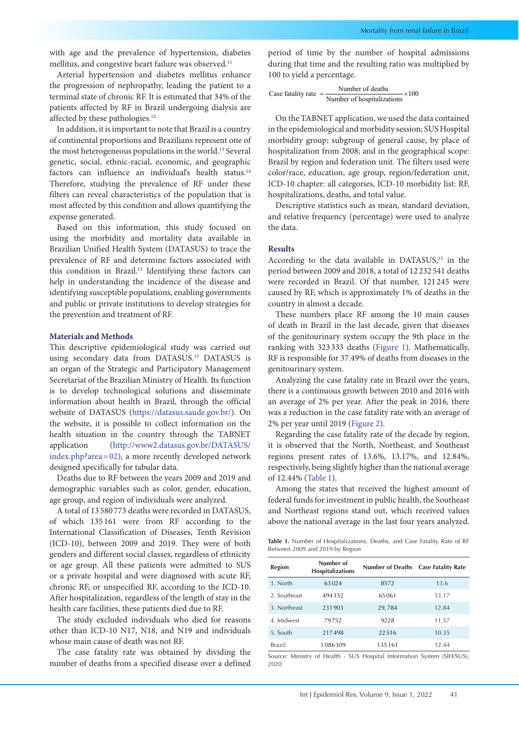with age and the prevalence of hypertension, diabetes mellitus, and congestive heart failure was observed.[11]

Arterial hypertension and diabetes mellitus enhance the progression of nephropathy, leading the patient to a terminal state of chronic RF. It is estimated that 34% of the patients affected by RF in Brazil undergoing dialysis are affected by these pathologies.[12]

In addition, it is important to note that Brazil is a country of continental proportions and Brazilians represent one of the most heterogeneous populations in the world.[13] Several genetic, social, ethnic-racial, economic, and geographic factors can influence an individual's health status.[14] Therefore, studying the prevalence of RF under these filters can reveal characteristics of the population that is most affected by this condition and allows quantifying the expense generated.

Based on this information, this study focused on using the morbidity and mortality data available in Brazilian Unified Health System (DATASUS) to trace the prevalence of RF and determine factors associated with this condition in Brazil.[15] Identifying these factors can help in understanding the incidence of the disease and identifying susceptible populations, enabling governments and public or private institutions to develop strategies for the prevention and treatment of RF.

## Materials and Methods

This descriptive epidemiological study was carried out using secondary data from DATASUS.[15] DATASUS is an organ of the Strategic and Participatory Management Secretariat of the Brazilian Ministry of Health. Its function is to develop technological solutions and disseminate information about health in Brazil, through the official website of DATASUS (https://datasus.saude.gov.br/). On the website, it is possible to collect information on the health situation in the country through the TABNET application (http://www2.datasus.gov.br/DATASUS/index.php?area=02), a more recently developed network designed specifically for tabular data.

Deaths due to RF between the years 2009 and 2019 and demographic variables such as color, gender, education, age group, and region of individuals were analyzed.

A total of 13 580 773 deaths were recorded in DATASUS, of which 135 161 were from RF according to the International Classification of Diseases, Tenth Revision (ICD-10), between 2009 and 2019. They were of both genders and different social classes, regardless of ethnicity or age group. All these patients were admitted to SUS or a private hospital and were diagnosed with acute RF, chronic RF, or unspecified RF, according to the ICD-10. After hospitalization, regardless of the length of stay in the health care facilities, these patients died due to RF.

The study excluded individuals who died for reasons other than ICD-10 N17, N18, and N19 and individuals whose main cause of death was not RF.

The case fatality rate was obtained by dividing the number of deaths from a specified disease over a defined period of time by the number of hospital admissions during that time and the resulting ratio was multiplied by 100 to yield a percentage.

$$\text{Case fatality rate} = \frac{\text{Number of deaths}}{\text{Number of hospitalizations}} \times 100$$

On the TABNET application, we used the data contained in the epidemiological and morbidity session; SUS Hospital morbidity group; subgroup of general cause, by place of hospitalization from 2008; and in the geographical scope: Brazil by region and federation unit. The filters used were color/race, education, age group, region/federation unit, ICD-10 chapter: all categories, ICD-10 morbidity list: RF, hospitalizations, deaths, and total value.

Descriptive statistics such as mean, standard deviation, and relative frequency (percentage) were used to analyze the data.

## Results

According to the data available in DATASUS,[15] in the period between 2009 and 2018, a total of 12 232 541 deaths were recorded in Brazil. Of that number, 121 245 were caused by RF, which is approximately 1% of deaths in the country in almost a decade.

These numbers place RF among the 10 main causes of death in Brazil in the last decade, given that diseases of the genitourinary system occupy the 9th place in the ranking with 323 333 deaths (Figure 1). Mathematically, RF is responsible for 37.49% of deaths from diseases in the genitourinary system.

Analyzing the case fatality rate in Brazil over the years, there is a continuous growth between 2010 and 2016 with an average of 2% per year. After the peak in 2016, there was a reduction in the case fatality rate with an average of 2% per year until 2019 (Figure 2).

Regarding the case fatality rate of the decade by region, it is observed that the North, Northeast, and Southeast regions present rates of 13.6%, 13.17%, and 12.84%, respectively, being slightly higher than the national average of 12.44% (Table 1).

Among the states that received the highest amount of federal funds for investment in public health, the Southeast and Northeast regions stand out, which received values above the national average in the last four years analyzed.

**Table 1.** Number of Hospitalizations, Deaths, and Case Fatality Rate of RF Between 2009 and 2019 by Region

| Region | Number of Hospitalizations | Number of Deaths | Case Fatality Rate |
|---|---|---|---|
| 1. North | 63 024 | 8572 | 13.6 |
| 2. Southeast | 494 132 | 65 061 | 13.17 |
| 3. Northeast | 231 903 | 29,784 | 12.84 |
| 4. Midwest | 79 752 | 9228 | 11.57 |
| 5. South | 217 498 | 22 516 | 10.35 |
| Brazil | 1 086 309 | 135 161 | 12.44 |

Source: Ministry of Health - SUS Hospital Information System (SIH/SUS), 2020.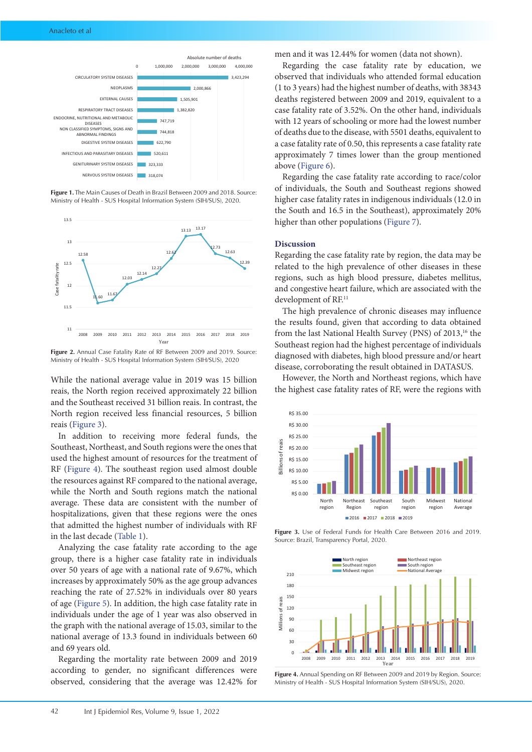Figure 1. The Main Causes of Death in Brazil Between 2009 and 2018. Source: Ministry of Health - SUS Hospital Information System (SIH/SUS), 2020.

Figure 2. Annual Case Fatality Rate of RF Between 2009 and 2019. Source: Ministry of Health - SUS Hospital Information System (SIH/SUS), 2020

While the national average value in 2019 was 15 billion reais, the North region received approximately 22 billion and the Southeast received 31 billion reais. In contrast, the North region received less financial resources, 5 billion reais (Figure 3).

In addition to receiving more federal funds, the Southeast, Northeast, and South regions were the ones that used the highest amount of resources for the treatment of RF (Figure 4). The southeast region used almost double the resources against RF compared to the national average, while the North and South regions match the national average. These data are consistent with the number of hospitalizations, given that these regions were the ones that admitted the highest number of individuals with RF in the last decade (Table 1).

Analyzing the case fatality rate according to the age group, there is a higher case fatality rate in individuals over 50 years of age with a national rate of 9.67%, which increases by approximately 50% as the age group advances reaching the rate of 27.52% in individuals over 80 years of age (Figure 5). In addition, the high case fatality rate in individuals under the age of 1 year was also observed in the graph with the national average of 15.03, similar to the national average of 13.3 found in individuals between 60 and 69 years old.

Regarding the mortality rate between 2009 and 2019 according to gender, no significant differences were observed, considering that the average was 12.42% for men and it was 12.44% for women (data not shown).

Regarding the case fatality rate by education, we observed that individuals who attended formal education (1 to 3 years) had the highest number of deaths, with 38343 deaths registered between 2009 and 2019, equivalent to a case fatality rate of 3.52%. On the other hand, individuals with 12 years of schooling or more had the lowest number of deaths due to the disease, with 5501 deaths, equivalent to a case fatality rate of 0.50, this represents a case fatality rate approximately 7 times lower than the group mentioned above (Figure 6).

Regarding the case fatality rate according to race/color of individuals, the South and Southeast regions showed higher case fatality rates in indigenous individuals (12.0 in the South and 16.5 in the Southeast), approximately 20% higher than other populations (Figure 7).

## Discussion

Regarding the case fatality rate by region, the data may be related to the high prevalence of other diseases in these regions, such as high blood pressure, diabetes mellitus, and congestive heart failure, which are associated with the development of RF.[11]

The high prevalence of chronic diseases may influence the results found, given that according to data obtained from the last National Health Survey (PNS) of 2013,[16] the Southeast region had the highest percentage of individuals diagnosed with diabetes, high blood pressure and/or heart disease, corroborating the result obtained in DATASUS.

However, the North and Northeast regions, which have the highest case fatality rates of RF, were the regions with

Figure 3. Use of Federal Funds for Health Care Between 2016 and 2019. Source: Brazil, Transparency Portal, 2020.

Figure 4. Annual Spending on RF Between 2009 and 2019 by Region. Source: Ministry of Health - SUS Hospital Information System (SIH/SUS), 2020.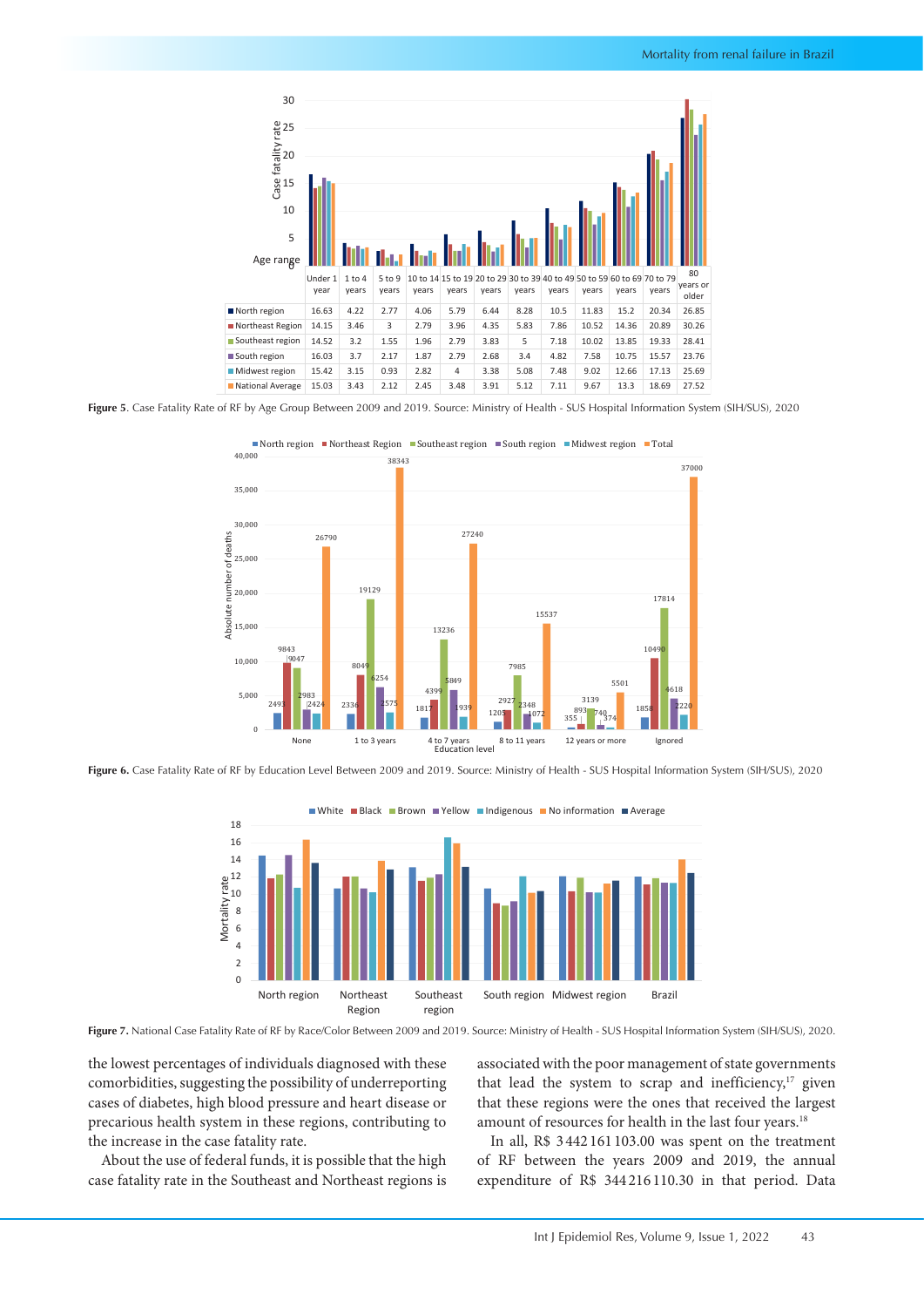| | Under 1 year | 1 to 4 years | 5 to 9 years | 10 to 14 years | 15 to 19 years | 20 to 29 years | 30 to 39 years | 40 to 49 years | 50 to 59 years | 60 to 69 years | 70 to 79 years | 80 years or older |
|---|---|---|---|---|---|---|---|---|---|---|---|---|
| North region | 16.63 | 4.22 | 2.77 | 4.06 | 5.79 | 6.44 | 8.28 | 10.5 | 11.83 | 15.2 | 20.34 | 26.85 |
| Northeast Region | 14.15 | 3.46 | 3 | 2.79 | 3.96 | 4.35 | 5.83 | 7.86 | 10.52 | 14.36 | 20.89 | 30.26 |
| Southeast region | 14.52 | 3.2 | 1.55 | 1.96 | 2.79 | 3.83 | 5 | 7.18 | 10.02 | 13.85 | 19.33 | 28.41 |
| South region | 16.03 | 3.7 | 2.17 | 1.87 | 2.79 | 2.68 | 3.4 | 4.82 | 7.58 | 10.75 | 15.57 | 23.76 |
| Midwest region | 15.42 | 3.15 | 0.93 | 2.82 | 4 | 3.38 | 5.08 | 7.48 | 9.02 | 12.66 | 17.13 | 25.69 |
| National Average | 15.03 | 3.43 | 2.12 | 2.45 | 3.48 | 3.91 | 5.12 | 7.11 | 9.67 | 13.3 | 18.69 | 27.52 |

**Figure 5**. Case Fatality Rate of RF by Age Group Between 2009 and 2019. Source: Ministry of Health - SUS Hospital Information System (SIH/SUS), 2020

**Figure 6.** Case Fatality Rate of RF by Education Level Between 2009 and 2019. Source: Ministry of Health - SUS Hospital Information System (SIH/SUS), 2020

**Figure 7.** National Case Fatality Rate of RF by Race/Color Between 2009 and 2019. Source: Ministry of Health - SUS Hospital Information System (SIH/SUS), 2020.

the lowest percentages of individuals diagnosed with these comorbidities, suggesting the possibility of underreporting cases of diabetes, high blood pressure and heart disease or precarious health system in these regions, contributing to the increase in the case fatality rate.

About the use of federal funds, it is possible that the high case fatality rate in the Southeast and Northeast regions is associated with the poor management of state governments that lead the system to scrap and inefficiency,[17] given that these regions were the ones that received the largest amount of resources for health in the last four years.[18]

In all, R$ 3 442 161 103.00 was spent on the treatment of RF between the years 2009 and 2019, the annual expenditure of R$ 344 216 110.30 in that period. Data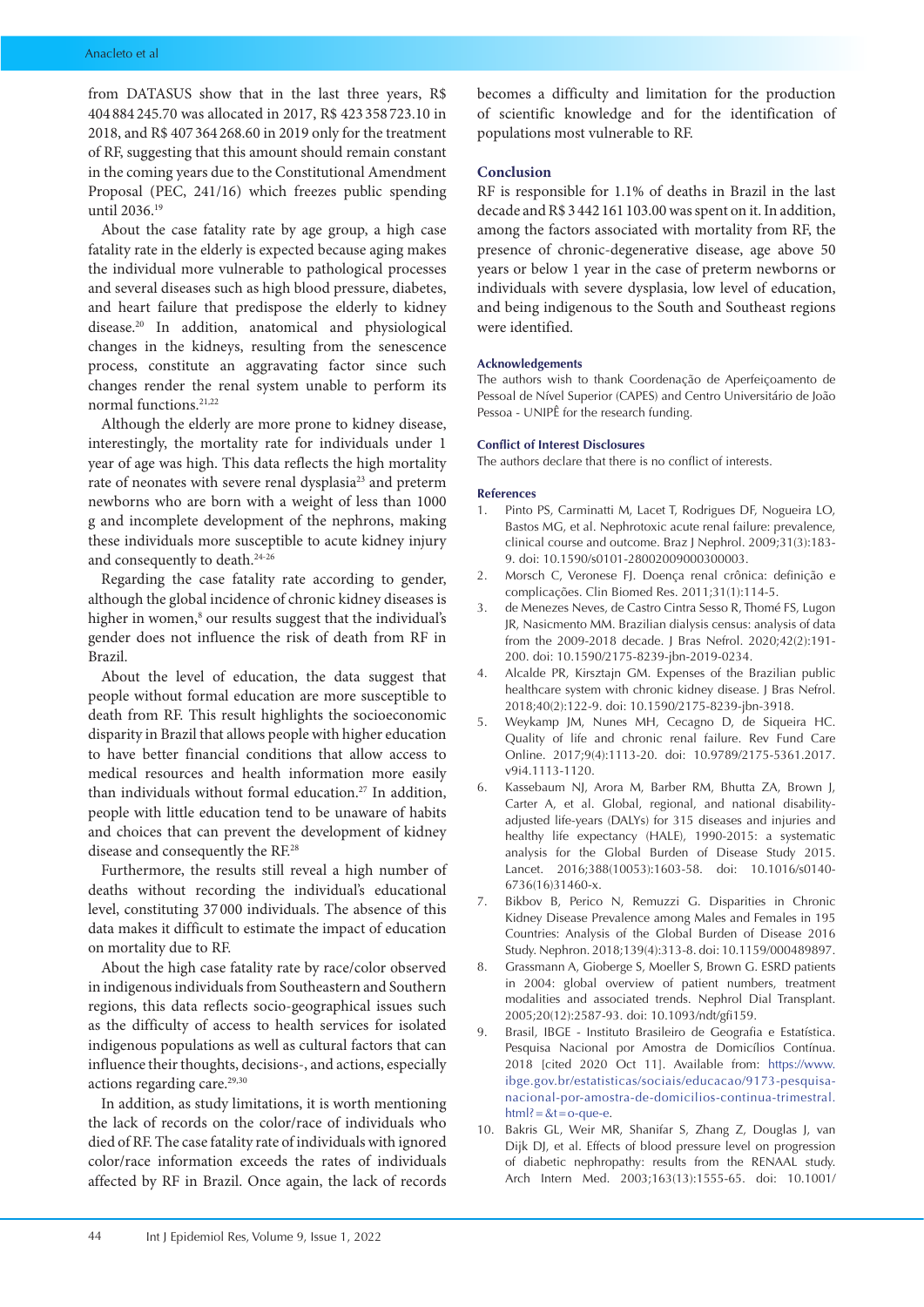from DATASUS show that in the last three years, R$ 404 884 245.70 was allocated in 2017, R$ 423 358 723.10 in 2018, and R$ 407 364 268.60 in 2019 only for the treatment of RF, suggesting that this amount should remain constant in the coming years due to the Constitutional Amendment Proposal (PEC, 241/16) which freezes public spending until 2036.[19]

About the case fatality rate by age group, a high case fatality rate in the elderly is expected because aging makes the individual more vulnerable to pathological processes and several diseases such as high blood pressure, diabetes, and heart failure that predispose the elderly to kidney disease.[20] In addition, anatomical and physiological changes in the kidneys, resulting from the senescence process, constitute an aggravating factor since such changes render the renal system unable to perform its normal functions.[21,22]

Although the elderly are more prone to kidney disease, interestingly, the mortality rate for individuals under 1 year of age was high. This data reflects the high mortality rate of neonates with severe renal dysplasia[23] and preterm newborns who are born with a weight of less than 1000 g and incomplete development of the nephrons, making these individuals more susceptible to acute kidney injury and consequently to death.[24-26]

Regarding the case fatality rate according to gender, although the global incidence of chronic kidney diseases is higher in women,[8] our results suggest that the individual's gender does not influence the risk of death from RF in Brazil.

About the level of education, the data suggest that people without formal education are more susceptible to death from RF. This result highlights the socioeconomic disparity in Brazil that allows people with higher education to have better financial conditions that allow access to medical resources and health information more easily than individuals without formal education.[27] In addition, people with little education tend to be unaware of habits and choices that can prevent the development of kidney disease and consequently the RF.[28]

Furthermore, the results still reveal a high number of deaths without recording the individual's educational level, constituting 37 000 individuals. The absence of this data makes it difficult to estimate the impact of education on mortality due to RF.

About the high case fatality rate by race/color observed in indigenous individuals from Southeastern and Southern regions, this data reflects socio-geographical issues such as the difficulty of access to health services for isolated indigenous populations as well as cultural factors that can influence their thoughts, decisions-, and actions, especially actions regarding care.[29,30]

In addition, as study limitations, it is worth mentioning the lack of records on the color/race of individuals who died of RF. The case fatality rate of individuals with ignored color/race information exceeds the rates of individuals affected by RF in Brazil. Once again, the lack of records becomes a difficulty and limitation for the production of scientific knowledge and for the identification of populations most vulnerable to RF.

## Conclusion

RF is responsible for 1.1% of deaths in Brazil in the last decade and R$ 3 442 161 103.00 was spent on it. In addition, among the factors associated with mortality from RF, the presence of chronic-degenerative disease, age above 50 years or below 1 year in the case of preterm newborns or individuals with severe dysplasia, low level of education, and being indigenous to the South and Southeast regions were identified.

### Acknowledgements

The authors wish to thank Coordenação de Aperfeiçoamento de Pessoal de Nível Superior (CAPES) and Centro Universitário de João Pessoa - UNIPÊ for the research funding.

### Conflict of Interest Disclosures

The authors declare that there is no conflict of interests.

### References

1. Pinto PS, Carminatti M, Lacet T, Rodrigues DF, Nogueira LO, Bastos MG, et al. Nephrotoxic acute renal failure: prevalence, clinical course and outcome. Braz J Nephrol. 2009;31(3):183-9. doi: 10.1590/s0101-28002009000300003.
2. Morsch C, Veronese FJ. Doença renal crônica: definição e complicações. Clin Biomed Res. 2011;31(1):114-5.
3. de Menezes Neves, de Castro Cintra Sesso R, Thomé FS, Lugon JR, Nasicmento MM. Brazilian dialysis census: analysis of data from the 2009-2018 decade. J Bras Nefrol. 2020;42(2):191-200. doi: 10.1590/2175-8239-jbn-2019-0234.
4. Alcalde PR, Kirsztajn GM. Expenses of the Brazilian public healthcare system with chronic kidney disease. J Bras Nefrol. 2018;40(2):122-9. doi: 10.1590/2175-8239-jbn-3918.
5. Weykamp JM, Nunes MH, Cecagno D, de Siqueira HC. Quality of life and chronic renal failure. Rev Fund Care Online. 2017;9(4):1113-20. doi: 10.9789/2175-5361.2017.v9i4.1113-1120.
6. Kassebaum NJ, Arora M, Barber RM, Bhutta ZA, Brown J, Carter A, et al. Global, regional, and national disability-adjusted life-years (DALYs) for 315 diseases and injuries and healthy life expectancy (HALE), 1990-2015: a systematic analysis for the Global Burden of Disease Study 2015. Lancet. 2016;388(10053):1603-58. doi: 10.1016/s0140-6736(16)31460-x.
7. Bikbov B, Perico N, Remuzzi G. Disparities in Chronic Kidney Disease Prevalence among Males and Females in 195 Countries: Analysis of the Global Burden of Disease 2016 Study. Nephron. 2018;139(4):313-8. doi: 10.1159/000489897.
8. Grassmann A, Gioberge S, Moeller S, Brown G. ESRD patients in 2004: global overview of patient numbers, treatment modalities and associated trends. Nephrol Dial Transplant. 2005;20(12):2587-93. doi: 10.1093/ndt/gfi159.
9. Brasil, IBGE - Instituto Brasileiro de Geografia e Estatística. Pesquisa Nacional por Amostra de Domicílios Contínua. 2018 [cited 2020 Oct 11]. Available from: https://www.ibge.gov.br/estatisticas/sociais/educacao/9173-pesquisa-nacional-por-amostra-de-domicilios-continua-trimestral.html?=&t=o-que-e.
10. Bakris GL, Weir MR, Shanifar S, Zhang Z, Douglas J, van Dijk DJ, et al. Effects of blood pressure level on progression of diabetic nephropathy: results from the RENAAL study. Arch Intern Med. 2003;163(13):1555-65. doi: 10.1001/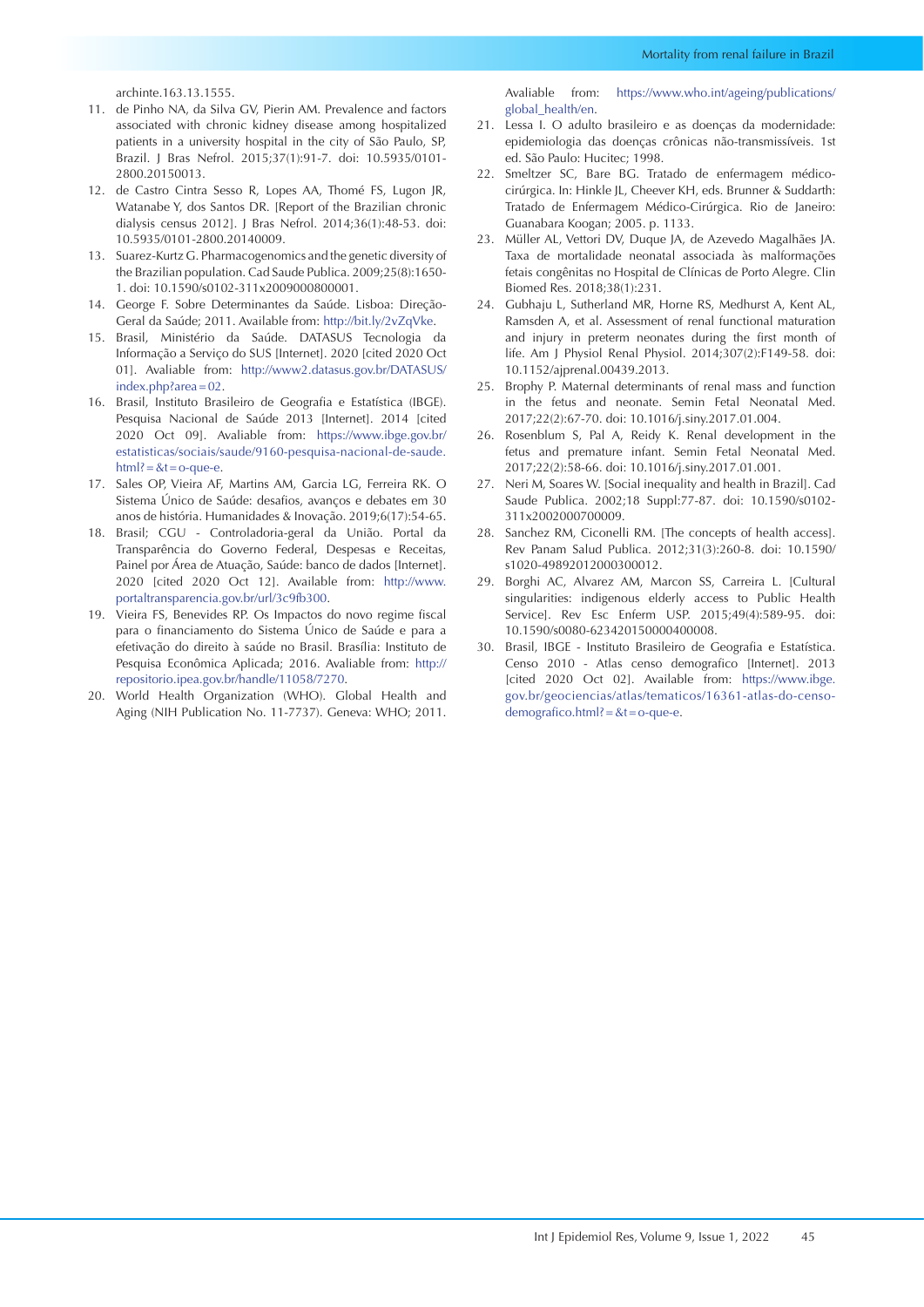archinte.163.13.1555.

11. de Pinho NA, da Silva GV, Pierin AM. Prevalence and factors associated with chronic kidney disease among hospitalized patients in a university hospital in the city of São Paulo, SP, Brazil. J Bras Nefrol. 2015;37(1):91-7. doi: 10.5935/0101-2800.20150013.
12. de Castro Cintra Sesso R, Lopes AA, Thomé FS, Lugon JR, Watanabe Y, dos Santos DR. [Report of the Brazilian chronic dialysis census 2012]. J Bras Nefrol. 2014;36(1):48-53. doi: 10.5935/0101-2800.20140009.
13. Suarez-Kurtz G. Pharmacogenomics and the genetic diversity of the Brazilian population. Cad Saude Publica. 2009;25(8):1650-1. doi: 10.1590/s0102-311x2009000800001.
14. George F. Sobre Determinantes da Saúde. Lisboa: Direção-Geral da Saúde; 2011. Available from: http://bit.ly/2vZqVke.
15. Brasil, Ministério da Saúde. DATASUS Tecnologia da Informação a Serviço do SUS [Internet]. 2020 [cited 2020 Oct 01]. Avaliable from: http://www2.datasus.gov.br/DATASUS/index.php?area=02.
16. Brasil, Instituto Brasileiro de Geografia e Estatística (IBGE). Pesquisa Nacional de Saúde 2013 [Internet]. 2014 [cited 2020 Oct 09]. Avaliable from: https://www.ibge.gov.br/estatisticas/sociais/saude/9160-pesquisa-nacional-de-saude.html?=&t=o-que-e.
17. Sales OP, Vieira AF, Martins AM, Garcia LG, Ferreira RK. O Sistema Único de Saúde: desafios, avanços e debates em 30 anos de história. Humanidades & Inovação. 2019;6(17):54-65.
18. Brasil; CGU - Controladoria-geral da União. Portal da Transparência do Governo Federal, Despesas e Receitas, Painel por Área de Atuação, Saúde: banco de dados [Internet]. 2020 [cited 2020 Oct 12]. Available from: http://www.portaltransparencia.gov.br/url/3c9fb300.
19. Vieira FS, Benevides RP. Os Impactos do novo regime fiscal para o financiamento do Sistema Único de Saúde e para a efetivação do direito à saúde no Brasil. Brasília: Instituto de Pesquisa Econômica Aplicada; 2016. Avaliable from: http://repositorio.ipea.gov.br/handle/11058/7270.
20. World Health Organization (WHO). Global Health and Aging (NIH Publication No. 11-7737). Geneva: WHO; 2011. Avaliable from: https://www.who.int/ageing/publications/global_health/en.
21. Lessa I. O adulto brasileiro e as doenças da modernidade: epidemiologia das doenças crônicas não-transmissíveis. 1st ed. São Paulo: Hucitec; 1998.
22. Smeltzer SC, Bare BG. Tratado de enfermagem médico-cirúrgica. In: Hinkle JL, Cheever KH, eds. Brunner & Suddarth: Tratado de Enfermagem Médico-Cirúrgica. Rio de Janeiro: Guanabara Koogan; 2005. p. 1133.
23. Müller AL, Vettori DV, Duque JA, de Azevedo Magalhães JA. Taxa de mortalidade neonatal associada às malformações fetais congênitas no Hospital de Clínicas de Porto Alegre. Clin Biomed Res. 2018;38(1):231.
24. Gubhaju L, Sutherland MR, Horne RS, Medhurst A, Kent AL, Ramsden A, et al. Assessment of renal functional maturation and injury in preterm neonates during the first month of life. Am J Physiol Renal Physiol. 2014;307(2):F149-58. doi: 10.1152/ajprenal.00439.2013.
25. Brophy P. Maternal determinants of renal mass and function in the fetus and neonate. Semin Fetal Neonatal Med. 2017;22(2):67-70. doi: 10.1016/j.siny.2017.01.004.
26. Rosenblum S, Pal A, Reidy K. Renal development in the fetus and premature infant. Semin Fetal Neonatal Med. 2017;22(2):58-66. doi: 10.1016/j.siny.2017.01.001.
27. Neri M, Soares W. [Social inequality and health in Brazil]. Cad Saude Publica. 2002;18 Suppl:77-87. doi: 10.1590/s0102-311x2002000700009.
28. Sanchez RM, Ciconelli RM. [The concepts of health access]. Rev Panam Salud Publica. 2012;31(3):260-8. doi: 10.1590/s1020-49892012000300012.
29. Borghi AC, Alvarez AM, Marcon SS, Carreira L. [Cultural singularities: indigenous elderly access to Public Health Service]. Rev Esc Enferm USP. 2015;49(4):589-95. doi: 10.1590/s0080-623420150000400008.
30. Brasil, IBGE - Instituto Brasileiro de Geografia e Estatística. Censo 2010 - Atlas censo demografico [Internet]. 2013 [cited 2020 Oct 02]. Available from: https://www.ibge.gov.br/geociencias/atlas/tematicos/16361-atlas-do-censo-demografico.html?=&t=o-que-e.